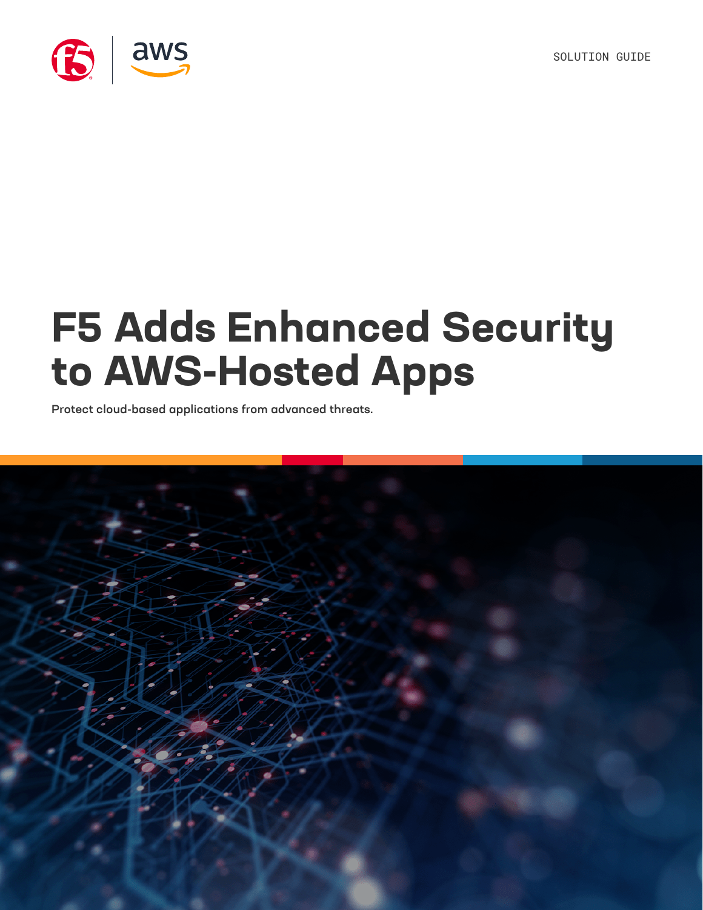SOLUTION GUIDE

# F5 Adds Enhanced Security to AWS-Hosted Apps

**Protect cloud-based applications from advanced threats.**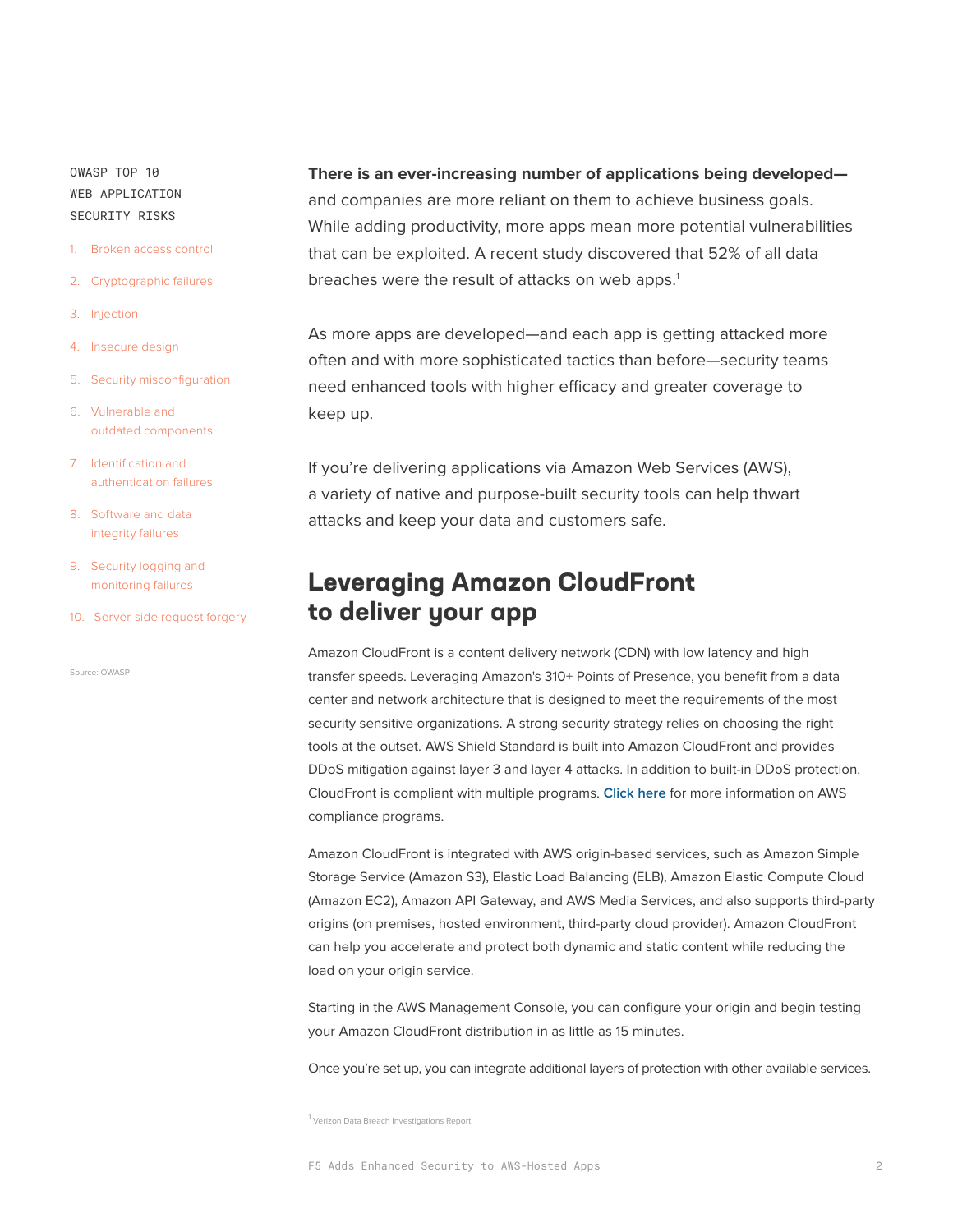OWASP TOP 10
WEB APPLICATION
SECURITY RISKS

1. Broken access control
2. Cryptographic failures
3. Injection
4. Insecure design
5. Security misconfiguration
6. Vulnerable and outdated components
7. Identification and authentication failures
8. Software and data integrity failures
9. Security logging and monitoring failures
10. Server-side request forgery

Source: OWASP

**There is an ever-increasing number of applications being developed—** and companies are more reliant on them to achieve business goals. While adding productivity, more apps mean more potential vulnerabilities that can be exploited. A recent study discovered that 52% of all data breaches were the result of attacks on web apps.[1]

As more apps are developed—and each app is getting attacked more often and with more sophisticated tactics than before—security teams need enhanced tools with higher efficacy and greater coverage to keep up.

If you're delivering applications via Amazon Web Services (AWS), a variety of native and purpose-built security tools can help thwart attacks and keep your data and customers safe.

## Leveraging Amazon CloudFront to deliver your app

Amazon CloudFront is a content delivery network (CDN) with low latency and high transfer speeds. Leveraging Amazon's 310+ Points of Presence, you benefit from a data center and network architecture that is designed to meet the requirements of the most security sensitive organizations. A strong security strategy relies on choosing the right tools at the outset. AWS Shield Standard is built into Amazon CloudFront and provides DDoS mitigation against layer 3 and layer 4 attacks. In addition to built-in DDoS protection, CloudFront is compliant with multiple programs. **Click here** for more information on AWS compliance programs.

Amazon CloudFront is integrated with AWS origin-based services, such as Amazon Simple Storage Service (Amazon S3), Elastic Load Balancing (ELB), Amazon Elastic Compute Cloud (Amazon EC2), Amazon API Gateway, and AWS Media Services, and also supports third-party origins (on premises, hosted environment, third-party cloud provider). Amazon CloudFront can help you accelerate and protect both dynamic and static content while reducing the load on your origin service.

Starting in the AWS Management Console, you can configure your origin and begin testing your Amazon CloudFront distribution in as little as 15 minutes.

Once you're set up, you can integrate additional layers of protection with other available services.

[1] Verizon Data Breach Investigations Report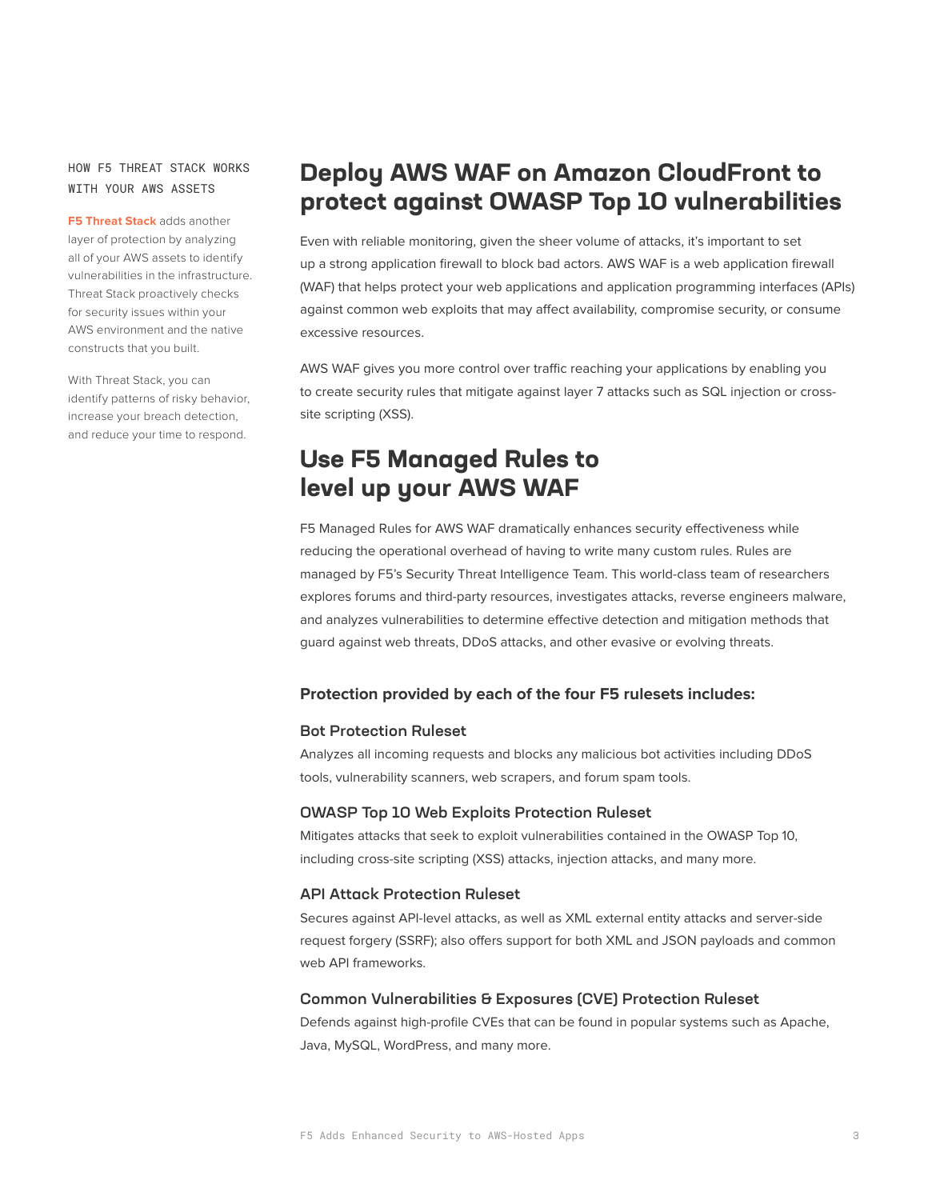HOW F5 THREAT STACK WORKS WITH YOUR AWS ASSETS

**F5 Threat Stack** adds another layer of protection by analyzing all of your AWS assets to identify vulnerabilities in the infrastructure. Threat Stack proactively checks for security issues within your AWS environment and the native constructs that you built.

With Threat Stack, you can identify patterns of risky behavior, increase your breach detection, and reduce your time to respond.

## Deploy AWS WAF on Amazon CloudFront to protect against OWASP Top 10 vulnerabilities

Even with reliable monitoring, given the sheer volume of attacks, it's important to set up a strong application firewall to block bad actors. AWS WAF is a web application firewall (WAF) that helps protect your web applications and application programming interfaces (APIs) against common web exploits that may affect availability, compromise security, or consume excessive resources.

AWS WAF gives you more control over traffic reaching your applications by enabling you to create security rules that mitigate against layer 7 attacks such as SQL injection or cross-site scripting (XSS).

## Use F5 Managed Rules to level up your AWS WAF

F5 Managed Rules for AWS WAF dramatically enhances security effectiveness while reducing the operational overhead of having to write many custom rules. Rules are managed by F5's Security Threat Intelligence Team. This world-class team of researchers explores forums and third-party resources, investigates attacks, reverse engineers malware, and analyzes vulnerabilities to determine effective detection and mitigation methods that guard against web threats, DDoS attacks, and other evasive or evolving threats.

### Protection provided by each of the four F5 rulesets includes:

#### Bot Protection Ruleset

Analyzes all incoming requests and blocks any malicious bot activities including DDoS tools, vulnerability scanners, web scrapers, and forum spam tools.

#### OWASP Top 10 Web Exploits Protection Ruleset

Mitigates attacks that seek to exploit vulnerabilities contained in the OWASP Top 10, including cross-site scripting (XSS) attacks, injection attacks, and many more.

#### API Attack Protection Ruleset

Secures against API-level attacks, as well as XML external entity attacks and server-side request forgery (SSRF); also offers support for both XML and JSON payloads and common web API frameworks.

#### Common Vulnerabilities & Exposures (CVE) Protection Ruleset

Defends against high-profile CVEs that can be found in popular systems such as Apache, Java, MySQL, WordPress, and many more.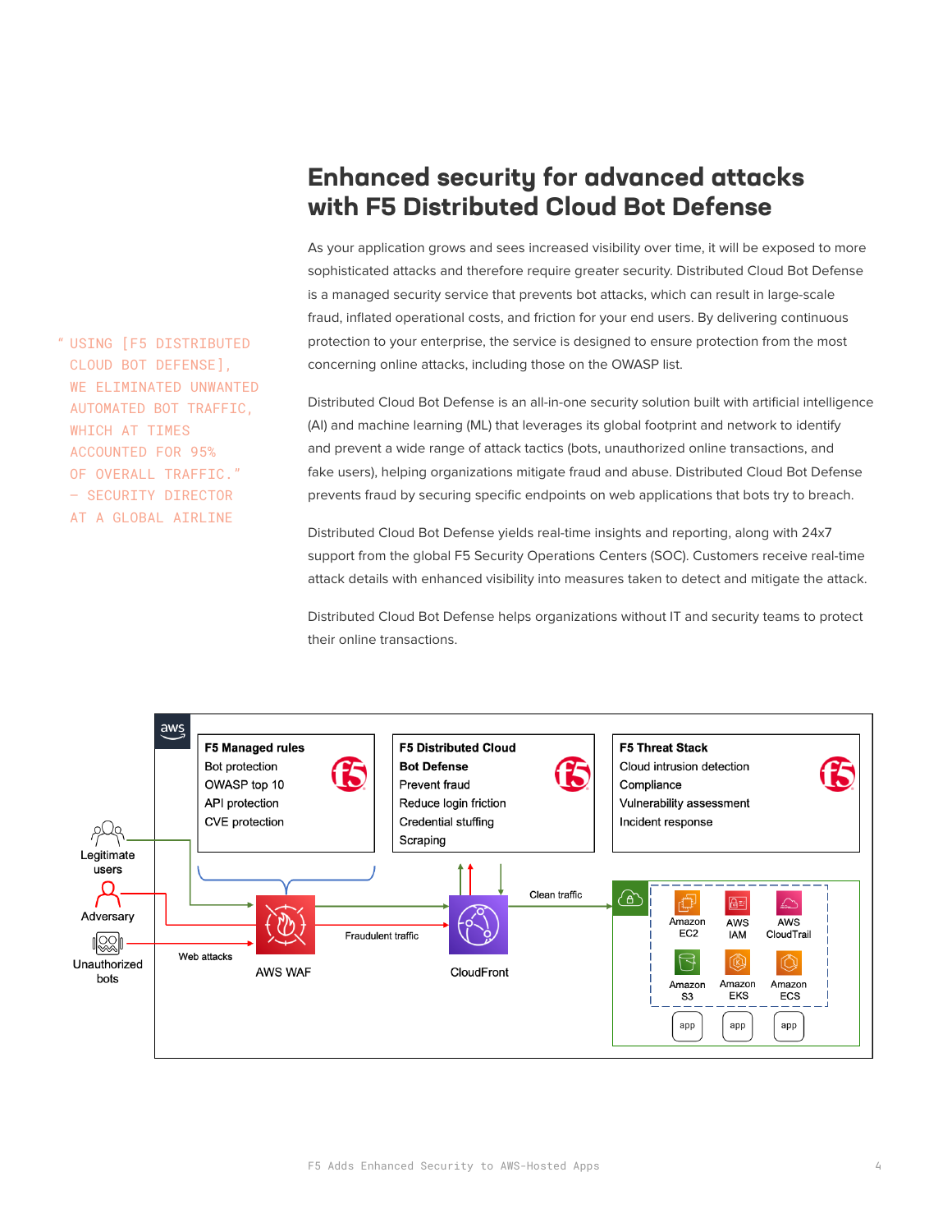## Enhanced security for advanced attacks with F5 Distributed Cloud Bot Defense

"USING [F5 DISTRIBUTED CLOUD BOT DEFENSE], WE ELIMINATED UNWANTED AUTOMATED BOT TRAFFIC, WHICH AT TIMES ACCOUNTED FOR 95% OF OVERALL TRAFFIC."
— SECURITY DIRECTOR AT A GLOBAL AIRLINE

As your application grows and sees increased visibility over time, it will be exposed to more sophisticated attacks and therefore require greater security. Distributed Cloud Bot Defense is a managed security service that prevents bot attacks, which can result in large-scale fraud, inflated operational costs, and friction for your end users. By delivering continuous protection to your enterprise, the service is designed to ensure protection from the most concerning online attacks, including those on the OWASP list.

Distributed Cloud Bot Defense is an all-in-one security solution built with artificial intelligence (AI) and machine learning (ML) that leverages its global footprint and network to identify and prevent a wide range of attack tactics (bots, unauthorized online transactions, and fake users), helping organizations mitigate fraud and abuse. Distributed Cloud Bot Defense prevents fraud by securing specific endpoints on web applications that bots try to breach.

Distributed Cloud Bot Defense yields real-time insights and reporting, along with 24x7 support from the global F5 Security Operations Centers (SOC). Customers receive real-time attack details with enhanced visibility into measures taken to detect and mitigate the attack.

Distributed Cloud Bot Defense helps organizations without IT and security teams to protect their online transactions.

**F5 Managed rules**
- Bot protection
- OWASP top 10
- API protection
- CVE protection

**F5 Distributed Cloud Bot Defense**
- Prevent fraud
- Reduce login friction
- Credential stuffing
- Scraping

**F5 Threat Stack**
- Cloud intrusion detection
- Compliance
- Vulnerability assessment
- Incident response

Legitimate users · Adversary · Unauthorized bots · Web attacks · AWS WAF · Fraudulent traffic · CloudFront · Clean traffic · Amazon EC2 · AWS IAM · AWS CloudTrail · Amazon S3 · Amazon EKS · Amazon ECS · app · app · app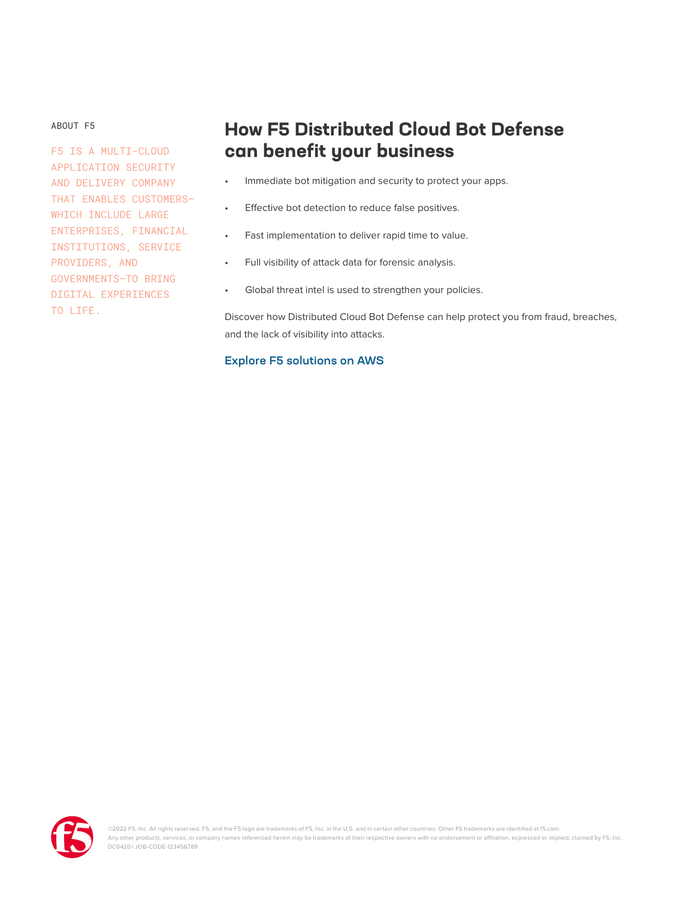ABOUT F5

F5 IS A MULTI-CLOUD APPLICATION SECURITY AND DELIVERY COMPANY THAT ENABLES CUSTOMERS—WHICH INCLUDE LARGE ENTERPRISES, FINANCIAL INSTITUTIONS, SERVICE PROVIDERS, AND GOVERNMENTS—TO BRING DIGITAL EXPERIENCES TO LIFE.

## How F5 Distributed Cloud Bot Defense can benefit your business

- Immediate bot mitigation and security to protect your apps.
- Effective bot detection to reduce false positives.
- Fast implementation to deliver rapid time to value.
- Full visibility of attack data for forensic analysis.
- Global threat intel is used to strengthen your policies.

Discover how Distributed Cloud Bot Defense can help protect you from fraud, breaches, and the lack of visibility into attacks.

**Explore F5 solutions on AWS**

©2022 F5, Inc. All rights reserved. F5, and the F5 logo are trademarks of F5, Inc. in the U.S. and in certain other countries. Other F5 trademarks are identified at f5.com. Any other products, services, or company names referenced herein may be trademarks of their respective owners with no endorsement or affiliation, expressed or implied, claimed by F5, Inc. DC0420 | JOB-CODE-123456789